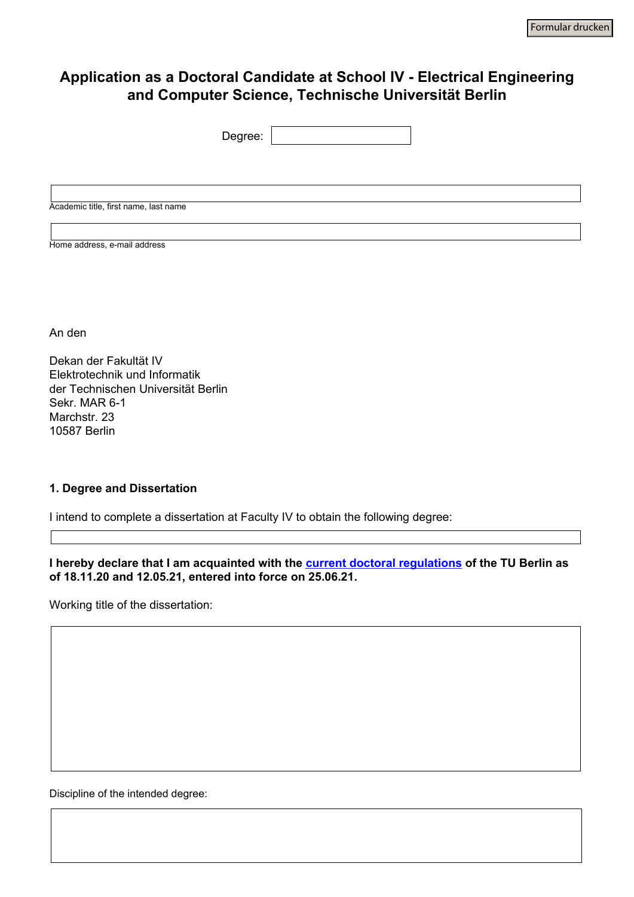# Application as a Doctoral Candidate at School IV - Electrical Engineering and Computer Science, Technische Universität Berlin

Degree:

Academic title, first name, last name

Home address, e-mail address

An den

Dekan der Fakultät IV
Elektrotechnik und Informatik
der Technischen Universität Berlin
Sekr. MAR 6-1
Marchstr. 23
10587 Berlin

### 1. Degree and Dissertation

I intend to complete a dissertation at Faculty IV to obtain the following degree:

**I hereby declare that I am acquainted with the current doctoral regulations of the TU Berlin as of 18.11.20 and 12.05.21, entered into force on 25.06.21.**

Working title of the dissertation:

Discipline of the intended degree: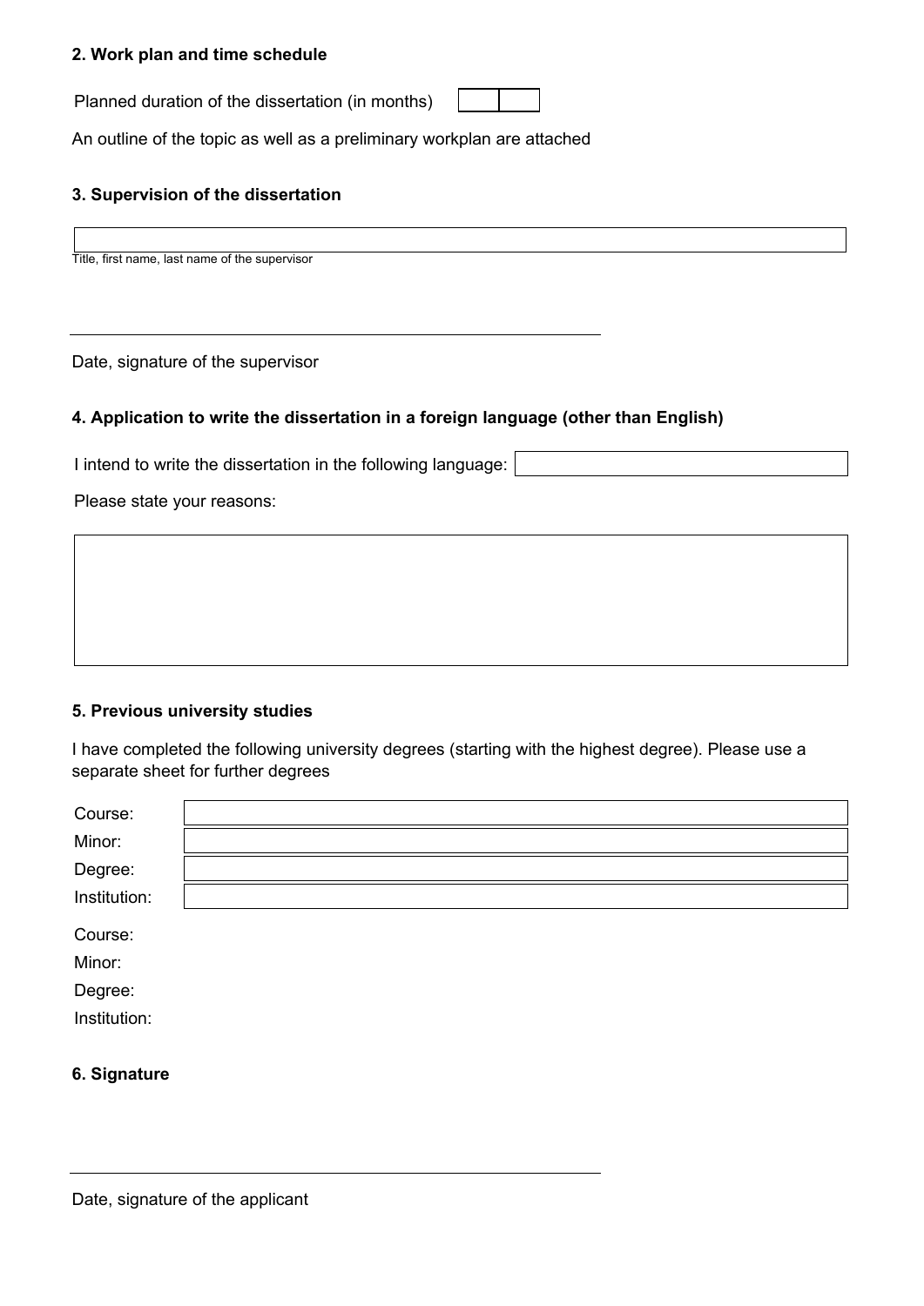## 2. Work plan and time schedule

Planned duration of the dissertation (in months)

An outline of the topic as well as a preliminary workplan are attached

## 3. Supervision of the dissertation

Title, first name, last name of the supervisor

Date, signature of the supervisor

## 4. Application to write the dissertation in a foreign language (other than English)

I intend to write the dissertation in the following language:

Please state your reasons:

## 5. Previous university studies

I have completed the following university degrees (starting with the highest degree). Please use a separate sheet for further degrees

Course:

Minor:

Degree:

Institution:

Course:

Minor:

Degree:

Institution:

## 6. Signature

Date, signature of the applicant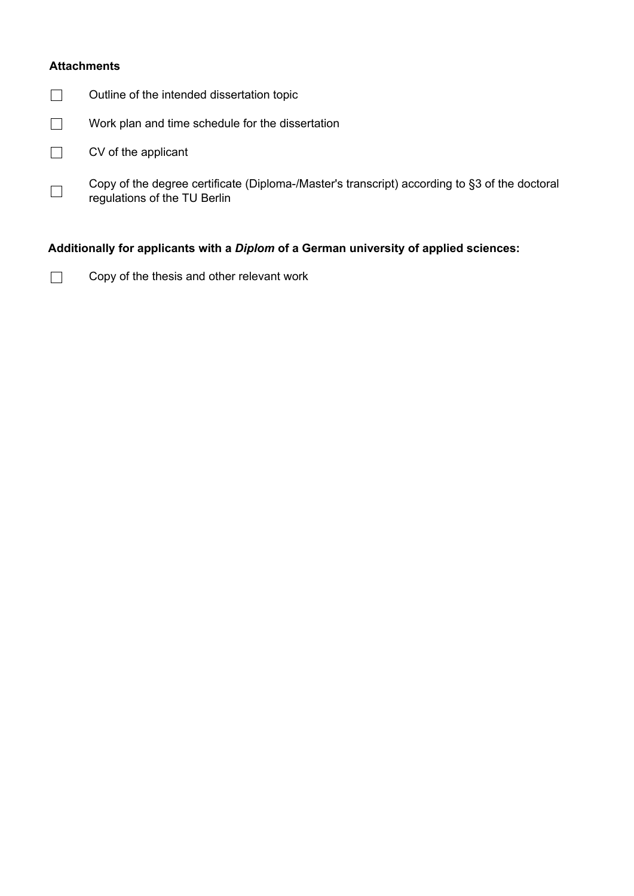**Attachments**

- [ ] Outline of the intended dissertation topic
- [ ] Work plan and time schedule for the dissertation
- [ ] CV of the applicant
- [ ] Copy of the degree certificate (Diploma-/Master's transcript) according to §3 of the doctoral regulations of the TU Berlin

**Additionally for applicants with a *Diplom* of a German university of applied sciences:**

- [ ] Copy of the thesis and other relevant work